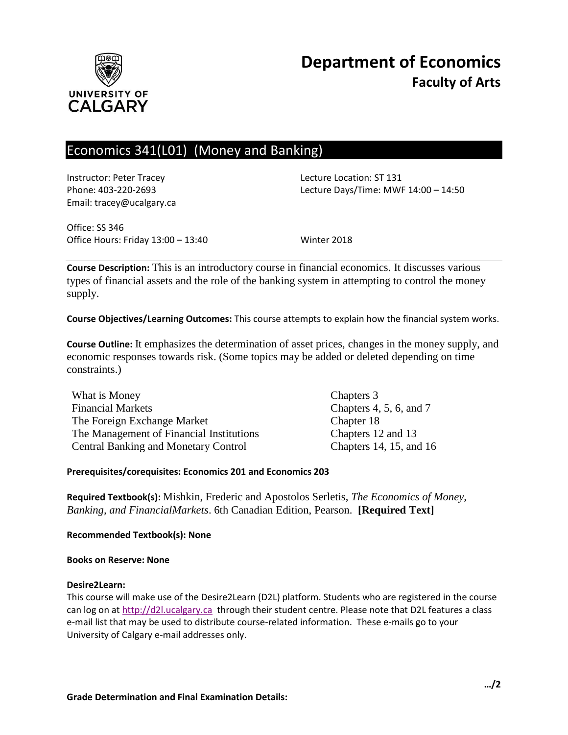# Department of Economics
## Faculty of Arts

## Economics 341(L01) (Money and Banking)

Instructor: Peter Tracey
Phone: 403-220-2693
Email: tracey@ucalgary.ca

Lecture Location: ST 131
Lecture Days/Time: MWF 14:00 – 14:50

Office: SS 346
Office Hours: Friday 13:00 – 13:40

Winter 2018

**Course Description:** This is an introductory course in financial economics. It discusses various types of financial assets and the role of the banking system in attempting to control the money supply.

**Course Objectives/Learning Outcomes:** This course attempts to explain how the financial system works.

**Course Outline:** It emphasizes the determination of asset prices, changes in the money supply, and economic responses towards risk. (Some topics may be added or deleted depending on time constraints.)

| | |
|---|---|
| What is Money | Chapters 3 |
| Financial Markets | Chapters 4, 5, 6, and 7 |
| The Foreign Exchange Market | Chapter 18 |
| The Management of Financial Institutions | Chapters 12 and 13 |
| Central Banking and Monetary Control | Chapters 14, 15, and 16 |

**Prerequisites/corequisites: Economics 201 and Economics 203**

**Required Textbook(s):** Mishkin, Frederic and Apostolos Serletis, *The Economics of Money, Banking, and FinancialMarkets*. 6th Canadian Edition, Pearson. **[Required Text]**

**Recommended Textbook(s): None**

**Books on Reserve: None**

**Desire2Learn:**
This course will make use of the Desire2Learn (D2L) platform. Students who are registered in the course can log on at http://d2l.ucalgary.ca through their student centre. Please note that D2L features a class e-mail list that may be used to distribute course-related information. These e-mails go to your University of Calgary e-mail addresses only.

**Grade Determination and Final Examination Details:**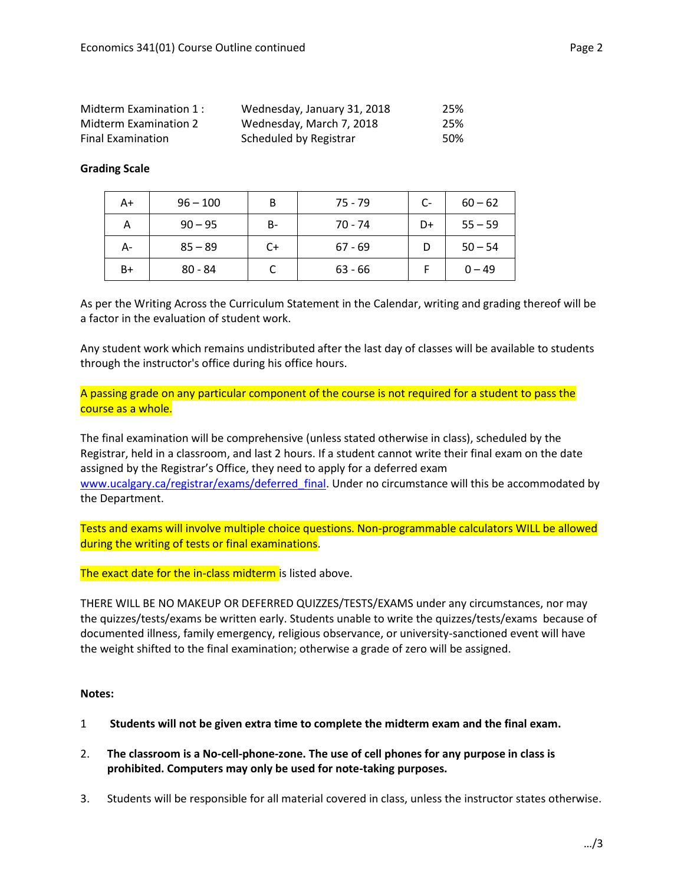| | | |
|---|---|---|
| Midterm Examination 1 : | Wednesday, January 31, 2018 | 25% |
| Midterm Examination 2 | Wednesday, March 7, 2018 | 25% |
| Final Examination | Scheduled by Registrar | 50% |

**Grading Scale**

| | | | | | |
|---|---|---|---|---|---|
| A+ | 96 – 100 | B | 75 - 79 | C- | 60 – 62 |
| A | 90 – 95 | B- | 70 - 74 | D+ | 55 – 59 |
| A- | 85 – 89 | C+ | 67 - 69 | D | 50 – 54 |
| B+ | 80 - 84 | C | 63 - 66 | F | 0 – 49 |

As per the Writing Across the Curriculum Statement in the Calendar, writing and grading thereof will be a factor in the evaluation of student work.

Any student work which remains undistributed after the last day of classes will be available to students through the instructor's office during his office hours.

A passing grade on any particular component of the course is not required for a student to pass the course as a whole.

The final examination will be comprehensive (unless stated otherwise in class), scheduled by the Registrar, held in a classroom, and last 2 hours. If a student cannot write their final exam on the date assigned by the Registrar's Office, they need to apply for a deferred exam www.ucalgary.ca/registrar/exams/deferred_final. Under no circumstance will this be accommodated by the Department.

Tests and exams will involve multiple choice questions. Non-programmable calculators WILL be allowed during the writing of tests or final examinations.

The exact date for the in-class midterm is listed above.

THERE WILL BE NO MAKEUP OR DEFERRED QUIZZES/TESTS/EXAMS under any circumstances, nor may the quizzes/tests/exams be written early. Students unable to write the quizzes/tests/exams because of documented illness, family emergency, religious observance, or university-sanctioned event will have the weight shifted to the final examination; otherwise a grade of zero will be assigned.

**Notes:**

1. **Students will not be given extra time to complete the midterm exam and the final exam.**
2. **The classroom is a No-cell-phone-zone. The use of cell phones for any purpose in class is prohibited. Computers may only be used for note-taking purposes.**
3. Students will be responsible for all material covered in class, unless the instructor states otherwise.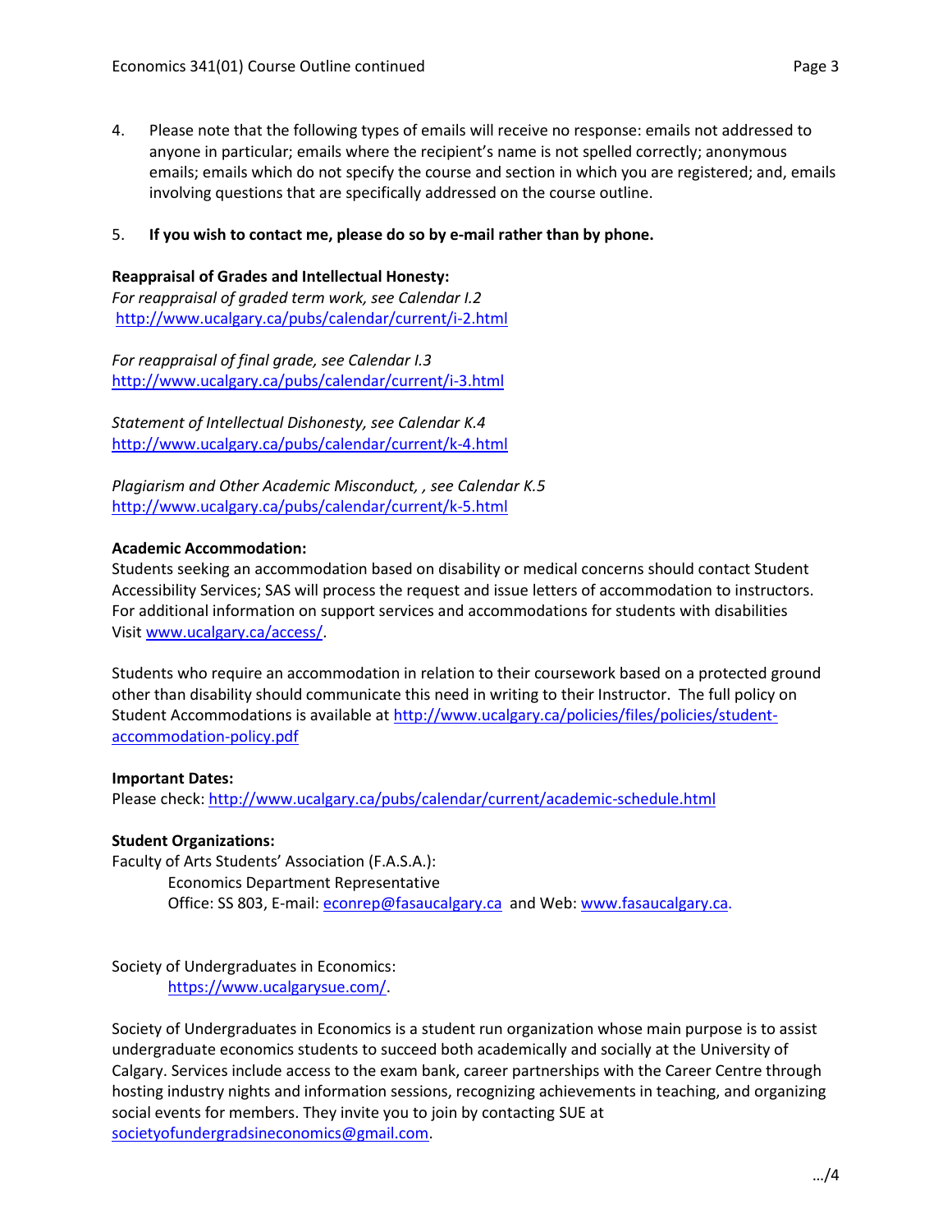4. Please note that the following types of emails will receive no response: emails not addressed to anyone in particular; emails where the recipient's name is not spelled correctly; anonymous emails; emails which do not specify the course and section in which you are registered; and, emails involving questions that are specifically addressed on the course outline.

5. **If you wish to contact me, please do so by e-mail rather than by phone.**

**Reappraisal of Grades and Intellectual Honesty:**
*For reappraisal of graded term work, see Calendar I.2*
http://www.ucalgary.ca/pubs/calendar/current/i-2.html

*For reappraisal of final grade, see Calendar I.3*
http://www.ucalgary.ca/pubs/calendar/current/i-3.html

*Statement of Intellectual Dishonesty, see Calendar K.4*
http://www.ucalgary.ca/pubs/calendar/current/k-4.html

*Plagiarism and Other Academic Misconduct, , see Calendar K.5*
http://www.ucalgary.ca/pubs/calendar/current/k-5.html

**Academic Accommodation:**
Students seeking an accommodation based on disability or medical concerns should contact Student Accessibility Services; SAS will process the request and issue letters of accommodation to instructors. For additional information on support services and accommodations for students with disabilities Visit www.ucalgary.ca/access/.

Students who require an accommodation in relation to their coursework based on a protected ground other than disability should communicate this need in writing to their Instructor. The full policy on Student Accommodations is available at http://www.ucalgary.ca/policies/files/policies/student-accommodation-policy.pdf

**Important Dates:**
Please check: http://www.ucalgary.ca/pubs/calendar/current/academic-schedule.html

**Student Organizations:**
Faculty of Arts Students' Association (F.A.S.A.):
Economics Department Representative
Office: SS 803, E-mail: econrep@fasaucalgary.ca and Web: www.fasaucalgary.ca.

Society of Undergraduates in Economics:
https://www.ucalgarysue.com/.

Society of Undergraduates in Economics is a student run organization whose main purpose is to assist undergraduate economics students to succeed both academically and socially at the University of Calgary. Services include access to the exam bank, career partnerships with the Career Centre through hosting industry nights and information sessions, recognizing achievements in teaching, and organizing social events for members. They invite you to join by contacting SUE at societyofundergradsineconomics@gmail.com.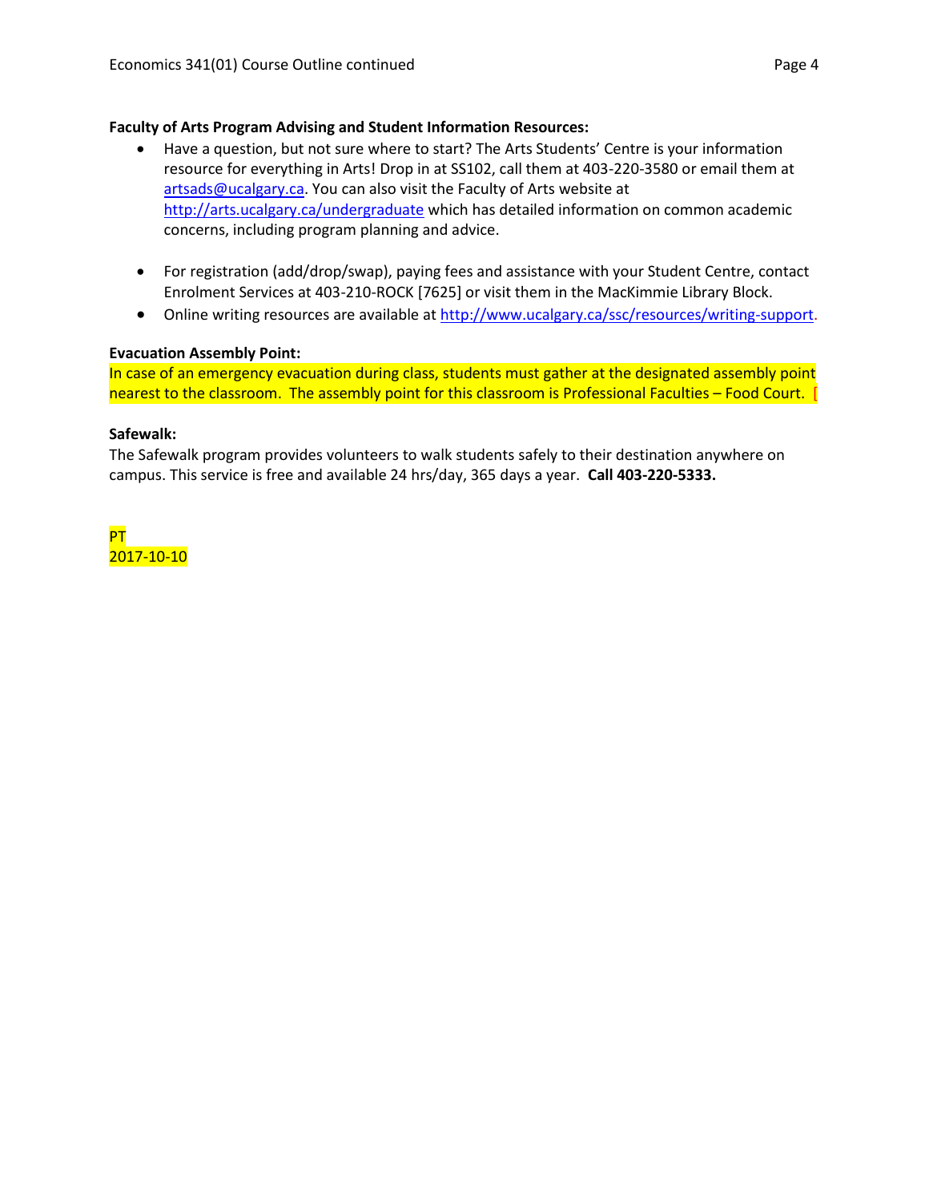**Faculty of Arts Program Advising and Student Information Resources:**

- Have a question, but not sure where to start? The Arts Students' Centre is your information resource for everything in Arts! Drop in at SS102, call them at 403-220-3580 or email them at artsads@ucalgary.ca. You can also visit the Faculty of Arts website at http://arts.ucalgary.ca/undergraduate which has detailed information on common academic concerns, including program planning and advice.

- For registration (add/drop/swap), paying fees and assistance with your Student Centre, contact Enrolment Services at 403-210-ROCK [7625] or visit them in the MacKimmie Library Block.
- Online writing resources are available at http://www.ucalgary.ca/ssc/resources/writing-support.

**Evacuation Assembly Point:**

In case of an emergency evacuation during class, students must gather at the designated assembly point nearest to the classroom. The assembly point for this classroom is Professional Faculties – Food Court. [

**Safewalk:**

The Safewalk program provides volunteers to walk students safely to their destination anywhere on campus. This service is free and available 24 hrs/day, 365 days a year. **Call 403-220-5333.**

PT
2017-10-10